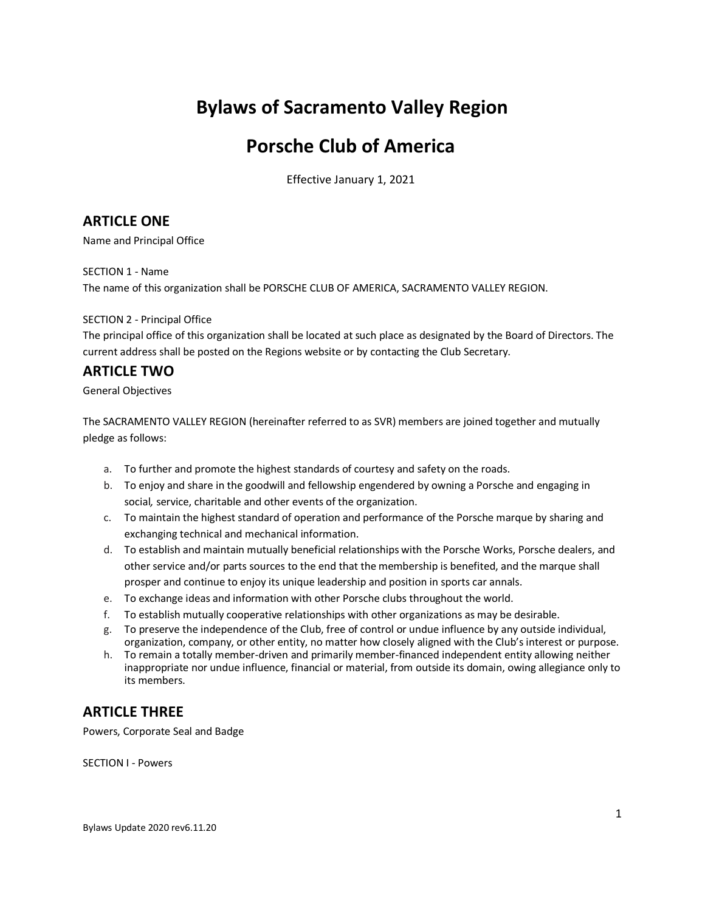# Bylaws of Sacramento Valley Region

# Porsche Club of America

Effective January 1, 2021

## ARTICLE ONE

Name and Principal Office

SECTION 1 - Name

The name of this organization shall be PORSCHE CLUB OF AMERICA, SACRAMENTO VALLEY REGION.

SECTION 2 - Principal Office

The principal office of this organization shall be located at such place as designated by the Board of Directors. The current address shall be posted on the Regions website or by contacting the Club Secretary.

## ARTICLE TWO

General Objectives

The SACRAMENTO VALLEY REGION (hereinafter referred to as SVR) members are joined together and mutually pledge as follows:

a. To further and promote the highest standards of courtesy and safety on the roads.
b. To enjoy and share in the goodwill and fellowship engendered by owning a Porsche and engaging in social, service, charitable and other events of the organization.
c. To maintain the highest standard of operation and performance of the Porsche marque by sharing and exchanging technical and mechanical information.
d. To establish and maintain mutually beneficial relationships with the Porsche Works, Porsche dealers, and other service and/or parts sources to the end that the membership is benefited, and the marque shall prosper and continue to enjoy its unique leadership and position in sports car annals.
e. To exchange ideas and information with other Porsche clubs throughout the world.
f. To establish mutually cooperative relationships with other organizations as may be desirable.
g. To preserve the independence of the Club, free of control or undue influence by any outside individual, organization, company, or other entity, no matter how closely aligned with the Club's interest or purpose.
h. To remain a totally member-driven and primarily member-financed independent entity allowing neither inappropriate nor undue influence, financial or material, from outside its domain, owing allegiance only to its members.

## ARTICLE THREE

Powers, Corporate Seal and Badge

SECTION I - Powers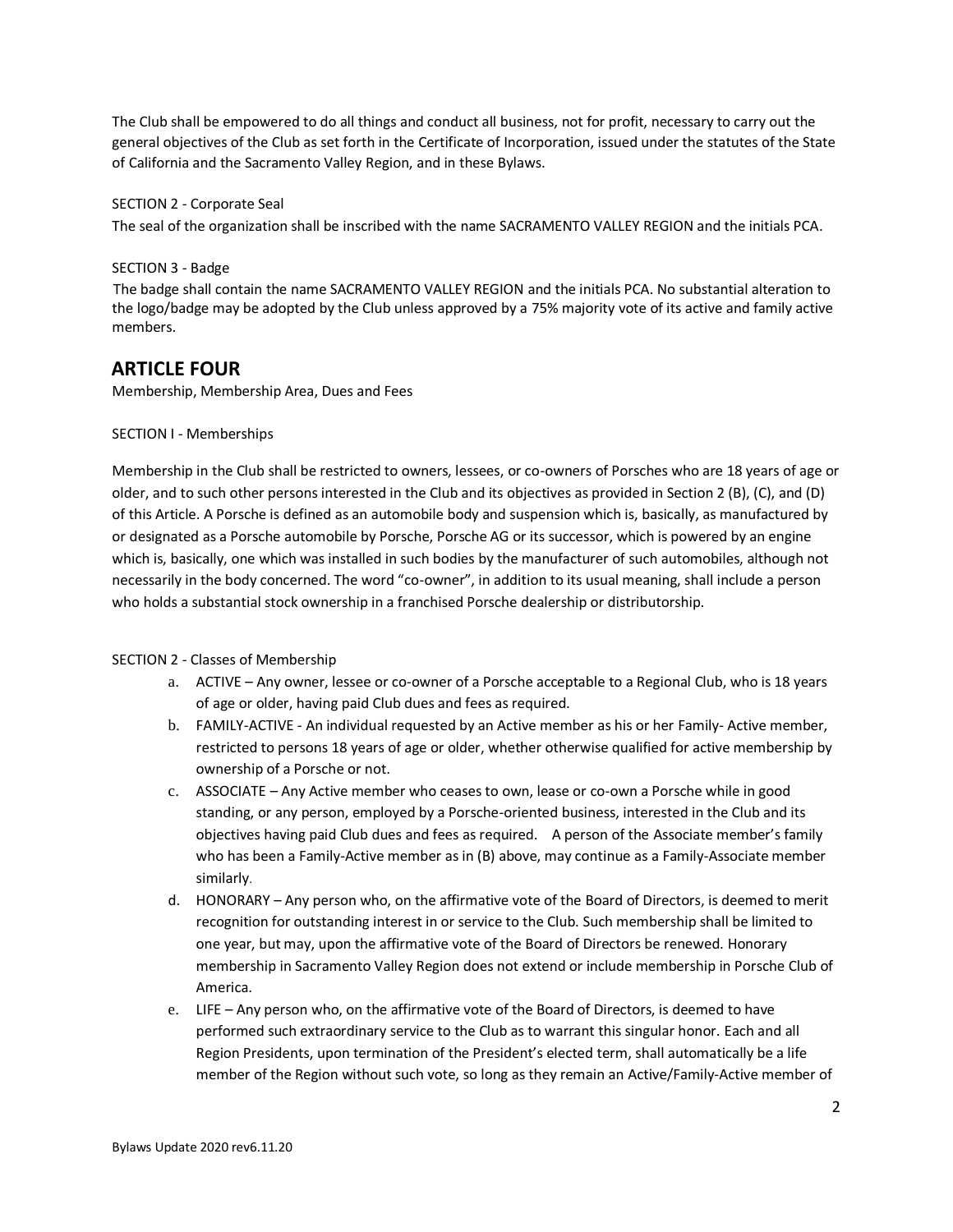The Club shall be empowered to do all things and conduct all business, not for profit, necessary to carry out the general objectives of the Club as set forth in the Certificate of Incorporation, issued under the statutes of the State of California and the Sacramento Valley Region, and in these Bylaws.

SECTION 2 - Corporate Seal

The seal of the organization shall be inscribed with the name SACRAMENTO VALLEY REGION and the initials PCA.

SECTION 3 - Badge

The badge shall contain the name SACRAMENTO VALLEY REGION and the initials PCA. No substantial alteration to the logo/badge may be adopted by the Club unless approved by a 75% majority vote of its active and family active members.

## ARTICLE FOUR

Membership, Membership Area, Dues and Fees

SECTION I - Memberships

Membership in the Club shall be restricted to owners, lessees, or co-owners of Porsches who are 18 years of age or older, and to such other persons interested in the Club and its objectives as provided in Section 2 (B), (C), and (D) of this Article. A Porsche is defined as an automobile body and suspension which is, basically, as manufactured by or designated as a Porsche automobile by Porsche, Porsche AG or its successor, which is powered by an engine which is, basically, one which was installed in such bodies by the manufacturer of such automobiles, although not necessarily in the body concerned. The word "co-owner", in addition to its usual meaning, shall include a person who holds a substantial stock ownership in a franchised Porsche dealership or distributorship.

SECTION 2 - Classes of Membership

a. ACTIVE – Any owner, lessee or co-owner of a Porsche acceptable to a Regional Club, who is 18 years of age or older, having paid Club dues and fees as required.
b. FAMILY-ACTIVE - An individual requested by an Active member as his or her Family- Active member, restricted to persons 18 years of age or older, whether otherwise qualified for active membership by ownership of a Porsche or not.
c. ASSOCIATE – Any Active member who ceases to own, lease or co-own a Porsche while in good standing, or any person, employed by a Porsche-oriented business, interested in the Club and its objectives having paid Club dues and fees as required. A person of the Associate member's family who has been a Family-Active member as in (B) above, may continue as a Family-Associate member similarly.
d. HONORARY – Any person who, on the affirmative vote of the Board of Directors, is deemed to merit recognition for outstanding interest in or service to the Club. Such membership shall be limited to one year, but may, upon the affirmative vote of the Board of Directors be renewed. Honorary membership in Sacramento Valley Region does not extend or include membership in Porsche Club of America.
e. LIFE – Any person who, on the affirmative vote of the Board of Directors, is deemed to have performed such extraordinary service to the Club as to warrant this singular honor. Each and all Region Presidents, upon termination of the President's elected term, shall automatically be a life member of the Region without such vote, so long as they remain an Active/Family-Active member of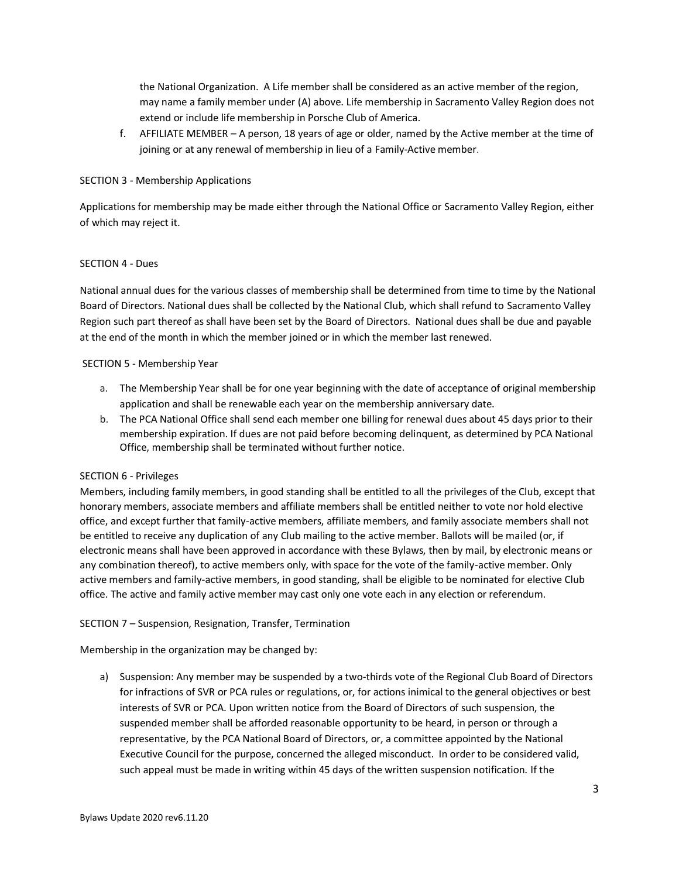the National Organization. A Life member shall be considered as an active member of the region, may name a family member under (A) above. Life membership in Sacramento Valley Region does not extend or include life membership in Porsche Club of America.

f. AFFILIATE MEMBER – A person, 18 years of age or older, named by the Active member at the time of joining or at any renewal of membership in lieu of a Family-Active member.

SECTION 3 - Membership Applications

Applications for membership may be made either through the National Office or Sacramento Valley Region, either of which may reject it.

SECTION 4 - Dues

National annual dues for the various classes of membership shall be determined from time to time by the National Board of Directors. National dues shall be collected by the National Club, which shall refund to Sacramento Valley Region such part thereof as shall have been set by the Board of Directors. National dues shall be due and payable at the end of the month in which the member joined or in which the member last renewed.

SECTION 5 - Membership Year

a. The Membership Year shall be for one year beginning with the date of acceptance of original membership application and shall be renewable each year on the membership anniversary date.
b. The PCA National Office shall send each member one billing for renewal dues about 45 days prior to their membership expiration. If dues are not paid before becoming delinquent, as determined by PCA National Office, membership shall be terminated without further notice.

SECTION 6 - Privileges

Members, including family members, in good standing shall be entitled to all the privileges of the Club, except that honorary members, associate members and affiliate members shall be entitled neither to vote nor hold elective office, and except further that family-active members, affiliate members, and family associate members shall not be entitled to receive any duplication of any Club mailing to the active member. Ballots will be mailed (or, if electronic means shall have been approved in accordance with these Bylaws, then by mail, by electronic means or any combination thereof), to active members only, with space for the vote of the family-active member. Only active members and family-active members, in good standing, shall be eligible to be nominated for elective Club office. The active and family active member may cast only one vote each in any election or referendum.

SECTION 7 – Suspension, Resignation, Transfer, Termination

Membership in the organization may be changed by:

a) Suspension: Any member may be suspended by a two-thirds vote of the Regional Club Board of Directors for infractions of SVR or PCA rules or regulations, or, for actions inimical to the general objectives or best interests of SVR or PCA. Upon written notice from the Board of Directors of such suspension, the suspended member shall be afforded reasonable opportunity to be heard, in person or through a representative, by the PCA National Board of Directors, or, a committee appointed by the National Executive Council for the purpose, concerned the alleged misconduct. In order to be considered valid, such appeal must be made in writing within 45 days of the written suspension notification. If the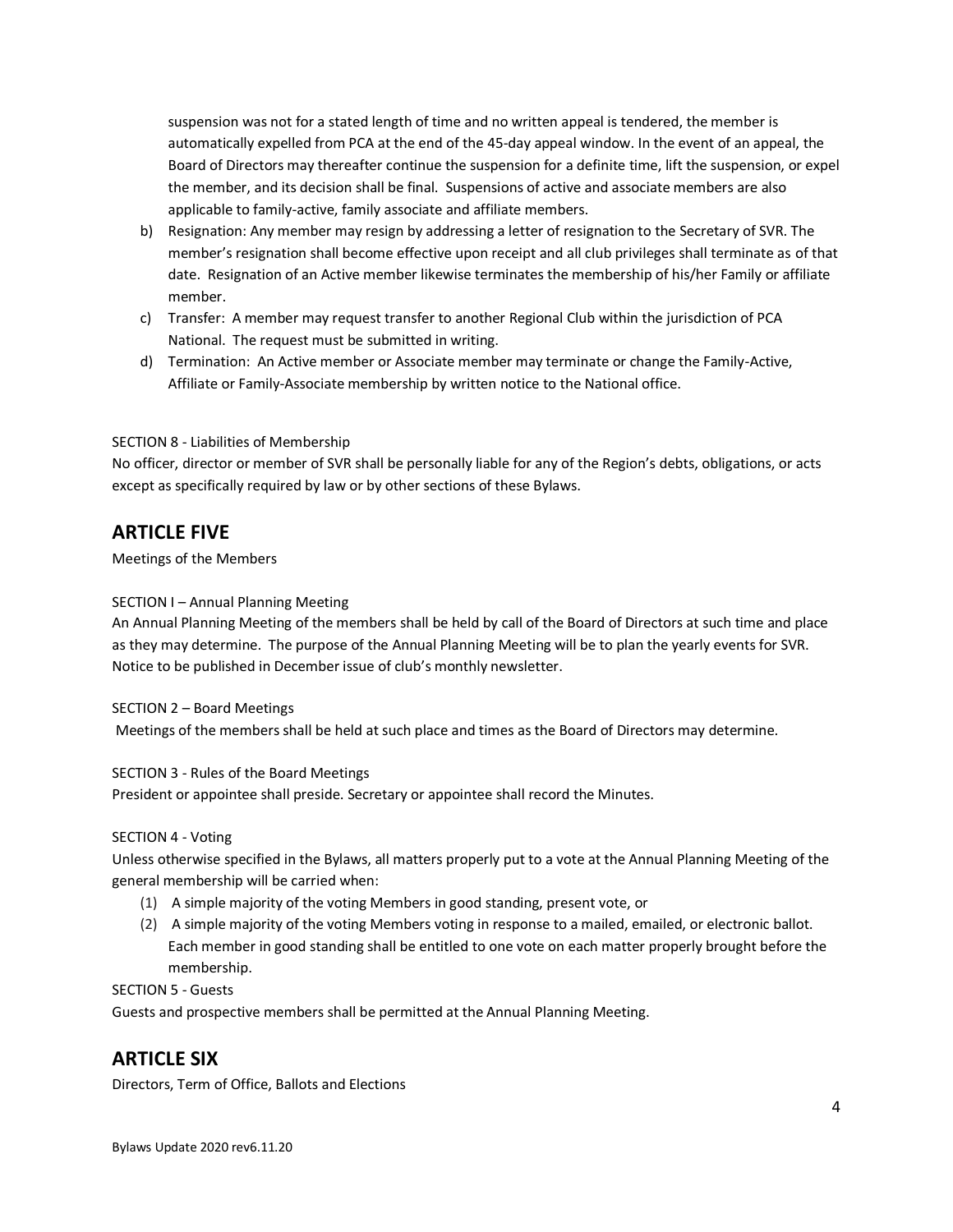suspension was not for a stated length of time and no written appeal is tendered, the member is automatically expelled from PCA at the end of the 45-day appeal window. In the event of an appeal, the Board of Directors may thereafter continue the suspension for a definite time, lift the suspension, or expel the member, and its decision shall be final. Suspensions of active and associate members are also applicable to family-active, family associate and affiliate members.

b) Resignation: Any member may resign by addressing a letter of resignation to the Secretary of SVR. The member's resignation shall become effective upon receipt and all club privileges shall terminate as of that date. Resignation of an Active member likewise terminates the membership of his/her Family or affiliate member.

c) Transfer: A member may request transfer to another Regional Club within the jurisdiction of PCA National. The request must be submitted in writing.

d) Termination: An Active member or Associate member may terminate or change the Family-Active, Affiliate or Family-Associate membership by written notice to the National office.

SECTION 8 - Liabilities of Membership

No officer, director or member of SVR shall be personally liable for any of the Region's debts, obligations, or acts except as specifically required by law or by other sections of these Bylaws.

## ARTICLE FIVE

Meetings of the Members

SECTION I – Annual Planning Meeting

An Annual Planning Meeting of the members shall be held by call of the Board of Directors at such time and place as they may determine. The purpose of the Annual Planning Meeting will be to plan the yearly events for SVR. Notice to be published in December issue of club's monthly newsletter.

SECTION 2 – Board Meetings

Meetings of the members shall be held at such place and times as the Board of Directors may determine.

SECTION 3 - Rules of the Board Meetings

President or appointee shall preside. Secretary or appointee shall record the Minutes.

SECTION 4 - Voting

Unless otherwise specified in the Bylaws, all matters properly put to a vote at the Annual Planning Meeting of the general membership will be carried when:

(1) A simple majority of the voting Members in good standing, present vote, or

(2) A simple majority of the voting Members voting in response to a mailed, emailed, or electronic ballot. Each member in good standing shall be entitled to one vote on each matter properly brought before the membership.

SECTION 5 - Guests

Guests and prospective members shall be permitted at the Annual Planning Meeting.

## ARTICLE SIX

Directors, Term of Office, Ballots and Elections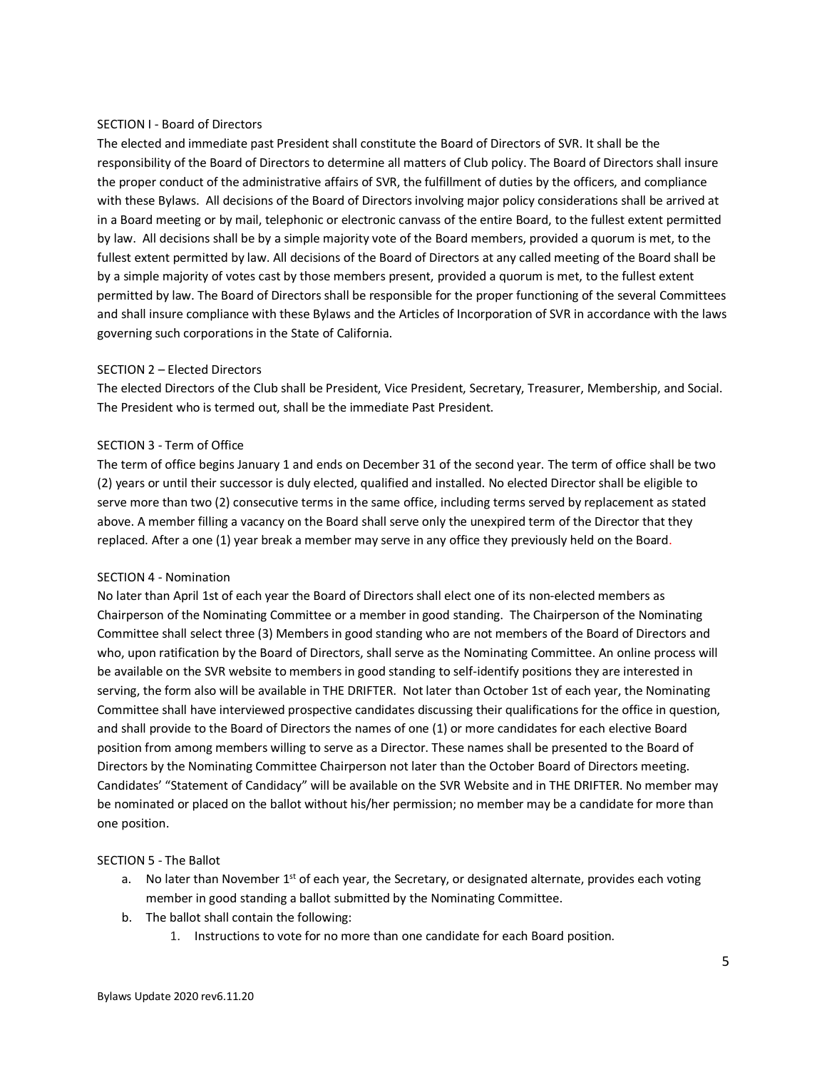### SECTION I - Board of Directors

The elected and immediate past President shall constitute the Board of Directors of SVR. It shall be the responsibility of the Board of Directors to determine all matters of Club policy. The Board of Directors shall insure the proper conduct of the administrative affairs of SVR, the fulfillment of duties by the officers, and compliance with these Bylaws. All decisions of the Board of Directors involving major policy considerations shall be arrived at in a Board meeting or by mail, telephonic or electronic canvass of the entire Board, to the fullest extent permitted by law. All decisions shall be by a simple majority vote of the Board members, provided a quorum is met, to the fullest extent permitted by law. All decisions of the Board of Directors at any called meeting of the Board shall be by a simple majority of votes cast by those members present, provided a quorum is met, to the fullest extent permitted by law. The Board of Directors shall be responsible for the proper functioning of the several Committees and shall insure compliance with these Bylaws and the Articles of Incorporation of SVR in accordance with the laws governing such corporations in the State of California.

### SECTION 2 – Elected Directors

The elected Directors of the Club shall be President, Vice President, Secretary, Treasurer, Membership, and Social. The President who is termed out, shall be the immediate Past President.

### SECTION 3 - Term of Office

The term of office begins January 1 and ends on December 31 of the second year. The term of office shall be two (2) years or until their successor is duly elected, qualified and installed. No elected Director shall be eligible to serve more than two (2) consecutive terms in the same office, including terms served by replacement as stated above. A member filling a vacancy on the Board shall serve only the unexpired term of the Director that they replaced. After a one (1) year break a member may serve in any office they previously held on the Board.

### SECTION 4 - Nomination

No later than April 1st of each year the Board of Directors shall elect one of its non-elected members as Chairperson of the Nominating Committee or a member in good standing. The Chairperson of the Nominating Committee shall select three (3) Members in good standing who are not members of the Board of Directors and who, upon ratification by the Board of Directors, shall serve as the Nominating Committee. An online process will be available on the SVR website to members in good standing to self-identify positions they are interested in serving, the form also will be available in THE DRIFTER. Not later than October 1st of each year, the Nominating Committee shall have interviewed prospective candidates discussing their qualifications for the office in question, and shall provide to the Board of Directors the names of one (1) or more candidates for each elective Board position from among members willing to serve as a Director. These names shall be presented to the Board of Directors by the Nominating Committee Chairperson not later than the October Board of Directors meeting. Candidates' "Statement of Candidacy" will be available on the SVR Website and in THE DRIFTER. No member may be nominated or placed on the ballot without his/her permission; no member may be a candidate for more than one position.

### SECTION 5 - The Ballot

a. No later than November 1st of each year, the Secretary, or designated alternate, provides each voting member in good standing a ballot submitted by the Nominating Committee.
b. The ballot shall contain the following:
    1. Instructions to vote for no more than one candidate for each Board position.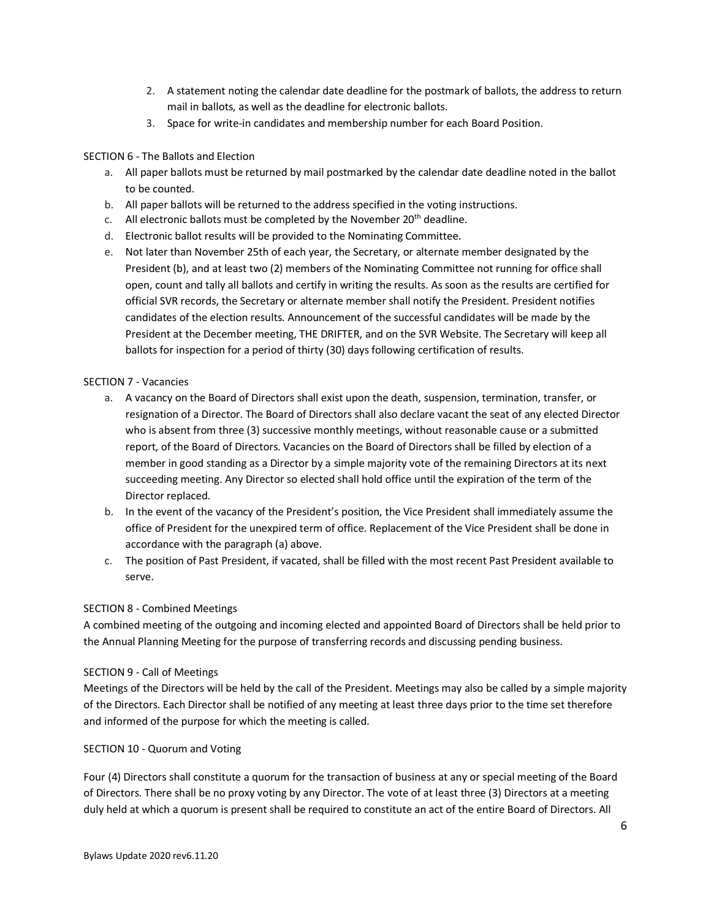2. A statement noting the calendar date deadline for the postmark of ballots, the address to return mail in ballots, as well as the deadline for electronic ballots.
3. Space for write-in candidates and membership number for each Board Position.

SECTION 6 - The Ballots and Election

a. All paper ballots must be returned by mail postmarked by the calendar date deadline noted in the ballot to be counted.
b. All paper ballots will be returned to the address specified in the voting instructions.
c. All electronic ballots must be completed by the November 20th deadline.
d. Electronic ballot results will be provided to the Nominating Committee.
e. Not later than November 25th of each year, the Secretary, or alternate member designated by the President (b), and at least two (2) members of the Nominating Committee not running for office shall open, count and tally all ballots and certify in writing the results. As soon as the results are certified for official SVR records, the Secretary or alternate member shall notify the President. President notifies candidates of the election results. Announcement of the successful candidates will be made by the President at the December meeting, THE DRIFTER, and on the SVR Website. The Secretary will keep all ballots for inspection for a period of thirty (30) days following certification of results.

SECTION 7 - Vacancies

a. A vacancy on the Board of Directors shall exist upon the death, suspension, termination, transfer, or resignation of a Director. The Board of Directors shall also declare vacant the seat of any elected Director who is absent from three (3) successive monthly meetings, without reasonable cause or a submitted report, of the Board of Directors. Vacancies on the Board of Directors shall be filled by election of a member in good standing as a Director by a simple majority vote of the remaining Directors at its next succeeding meeting. Any Director so elected shall hold office until the expiration of the term of the Director replaced.
b. In the event of the vacancy of the President's position, the Vice President shall immediately assume the office of President for the unexpired term of office. Replacement of the Vice President shall be done in accordance with the paragraph (a) above.
c. The position of Past President, if vacated, shall be filled with the most recent Past President available to serve.

SECTION 8 - Combined Meetings

A combined meeting of the outgoing and incoming elected and appointed Board of Directors shall be held prior to the Annual Planning Meeting for the purpose of transferring records and discussing pending business.

SECTION 9 - Call of Meetings

Meetings of the Directors will be held by the call of the President. Meetings may also be called by a simple majority of the Directors. Each Director shall be notified of any meeting at least three days prior to the time set therefore and informed of the purpose for which the meeting is called.

SECTION 10 - Quorum and Voting

Four (4) Directors shall constitute a quorum for the transaction of business at any or special meeting of the Board of Directors. There shall be no proxy voting by any Director. The vote of at least three (3) Directors at a meeting duly held at which a quorum is present shall be required to constitute an act of the entire Board of Directors. All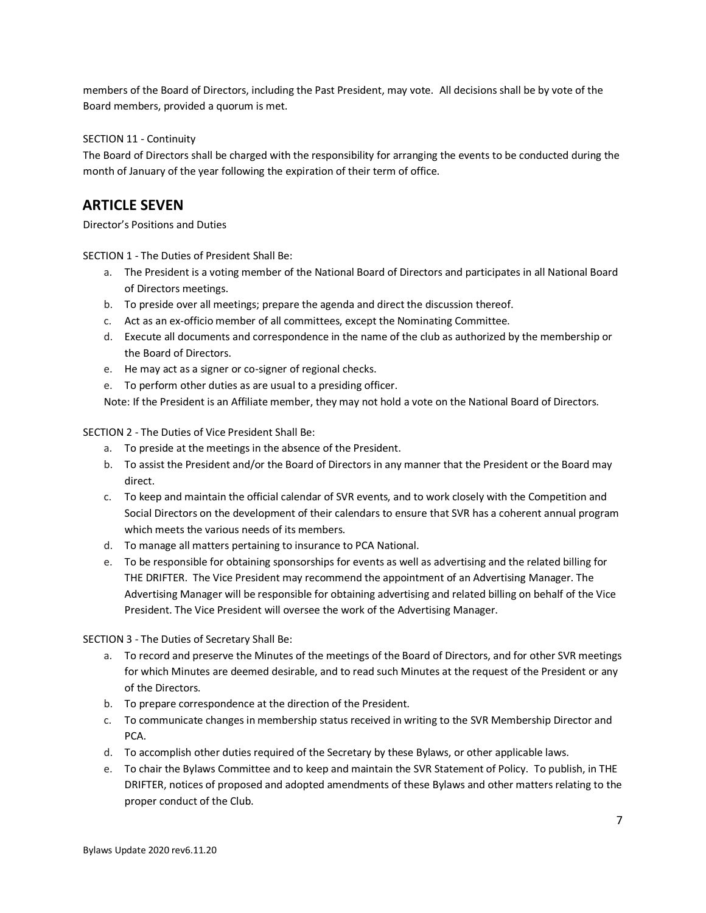members of the Board of Directors, including the Past President, may vote. All decisions shall be by vote of the Board members, provided a quorum is met.

SECTION 11 - Continuity
The Board of Directors shall be charged with the responsibility for arranging the events to be conducted during the month of January of the year following the expiration of their term of office.

## ARTICLE SEVEN

Director's Positions and Duties

SECTION 1 - The Duties of President Shall Be:

a. The President is a voting member of the National Board of Directors and participates in all National Board of Directors meetings.
b. To preside over all meetings; prepare the agenda and direct the discussion thereof.
c. Act as an ex-officio member of all committees, except the Nominating Committee.
d. Execute all documents and correspondence in the name of the club as authorized by the membership or the Board of Directors.
e. He may act as a signer or co-signer of regional checks.
e. To perform other duties as are usual to a presiding officer.

Note: If the President is an Affiliate member, they may not hold a vote on the National Board of Directors.

SECTION 2 - The Duties of Vice President Shall Be:

a. To preside at the meetings in the absence of the President.
b. To assist the President and/or the Board of Directors in any manner that the President or the Board may direct.
c. To keep and maintain the official calendar of SVR events, and to work closely with the Competition and Social Directors on the development of their calendars to ensure that SVR has a coherent annual program which meets the various needs of its members.
d. To manage all matters pertaining to insurance to PCA National.
e. To be responsible for obtaining sponsorships for events as well as advertising and the related billing for THE DRIFTER. The Vice President may recommend the appointment of an Advertising Manager. The Advertising Manager will be responsible for obtaining advertising and related billing on behalf of the Vice President. The Vice President will oversee the work of the Advertising Manager.

SECTION 3 - The Duties of Secretary Shall Be:

a. To record and preserve the Minutes of the meetings of the Board of Directors, and for other SVR meetings for which Minutes are deemed desirable, and to read such Minutes at the request of the President or any of the Directors.
b. To prepare correspondence at the direction of the President.
c. To communicate changes in membership status received in writing to the SVR Membership Director and PCA.
d. To accomplish other duties required of the Secretary by these Bylaws, or other applicable laws.
e. To chair the Bylaws Committee and to keep and maintain the SVR Statement of Policy. To publish, in THE DRIFTER, notices of proposed and adopted amendments of these Bylaws and other matters relating to the proper conduct of the Club.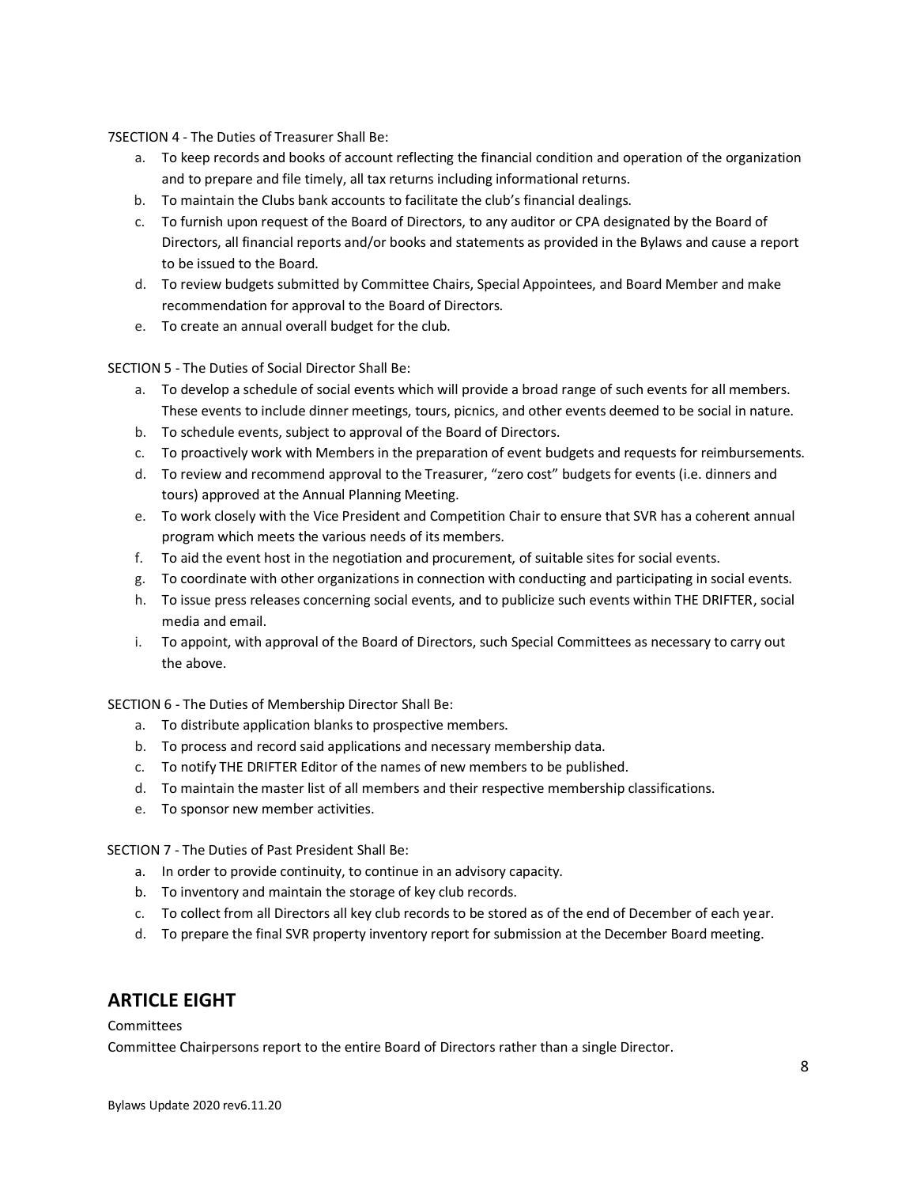7SECTION 4 - The Duties of Treasurer Shall Be:

a. To keep records and books of account reflecting the financial condition and operation of the organization and to prepare and file timely, all tax returns including informational returns.
b. To maintain the Clubs bank accounts to facilitate the club's financial dealings.
c. To furnish upon request of the Board of Directors, to any auditor or CPA designated by the Board of Directors, all financial reports and/or books and statements as provided in the Bylaws and cause a report to be issued to the Board.
d. To review budgets submitted by Committee Chairs, Special Appointees, and Board Member and make recommendation for approval to the Board of Directors.
e. To create an annual overall budget for the club.

SECTION 5 - The Duties of Social Director Shall Be:

a. To develop a schedule of social events which will provide a broad range of such events for all members. These events to include dinner meetings, tours, picnics, and other events deemed to be social in nature.
b. To schedule events, subject to approval of the Board of Directors.
c. To proactively work with Members in the preparation of event budgets and requests for reimbursements.
d. To review and recommend approval to the Treasurer, "zero cost" budgets for events (i.e. dinners and tours) approved at the Annual Planning Meeting.
e. To work closely with the Vice President and Competition Chair to ensure that SVR has a coherent annual program which meets the various needs of its members.
f. To aid the event host in the negotiation and procurement, of suitable sites for social events.
g. To coordinate with other organizations in connection with conducting and participating in social events.
h. To issue press releases concerning social events, and to publicize such events within THE DRIFTER, social media and email.
i. To appoint, with approval of the Board of Directors, such Special Committees as necessary to carry out the above.

SECTION 6 - The Duties of Membership Director Shall Be:

a. To distribute application blanks to prospective members.
b. To process and record said applications and necessary membership data.
c. To notify THE DRIFTER Editor of the names of new members to be published.
d. To maintain the master list of all members and their respective membership classifications.
e. To sponsor new member activities.

SECTION 7 - The Duties of Past President Shall Be:

a. In order to provide continuity, to continue in an advisory capacity.
b. To inventory and maintain the storage of key club records.
c. To collect from all Directors all key club records to be stored as of the end of December of each year.
d. To prepare the final SVR property inventory report for submission at the December Board meeting.

## ARTICLE EIGHT

Committees

Committee Chairpersons report to the entire Board of Directors rather than a single Director.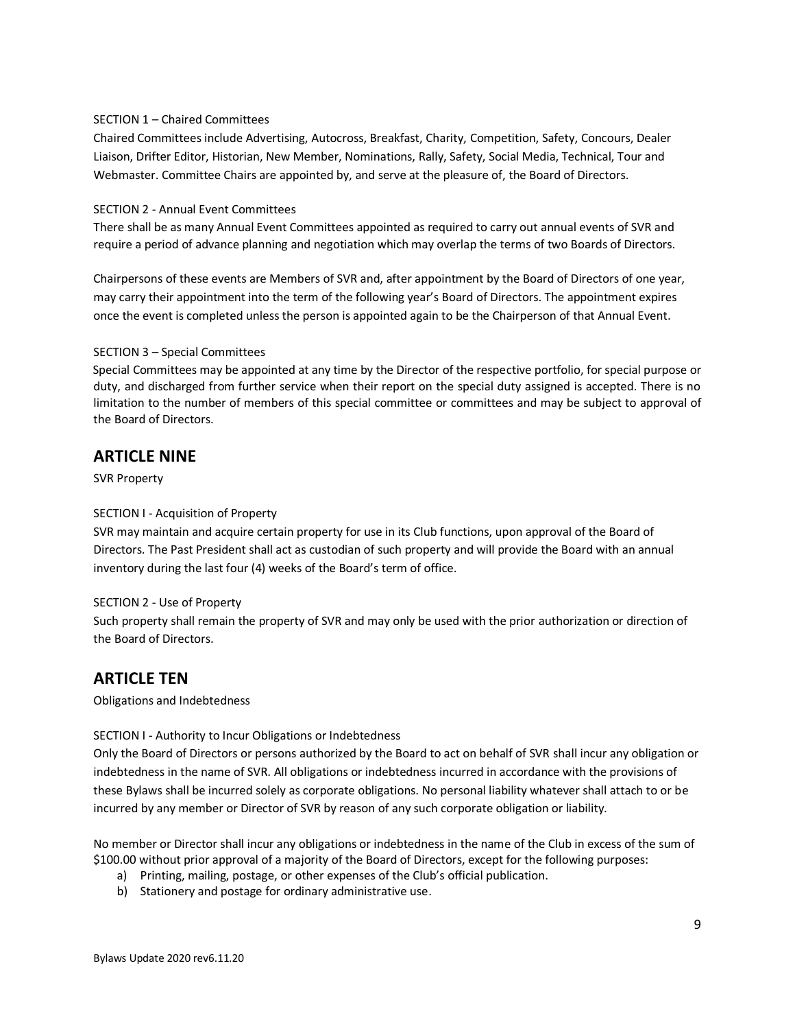SECTION 1 – Chaired Committees

Chaired Committees include Advertising, Autocross, Breakfast, Charity, Competition, Safety, Concours, Dealer Liaison, Drifter Editor, Historian, New Member, Nominations, Rally, Safety, Social Media, Technical, Tour and Webmaster. Committee Chairs are appointed by, and serve at the pleasure of, the Board of Directors.

SECTION 2 - Annual Event Committees

There shall be as many Annual Event Committees appointed as required to carry out annual events of SVR and require a period of advance planning and negotiation which may overlap the terms of two Boards of Directors.

Chairpersons of these events are Members of SVR and, after appointment by the Board of Directors of one year, may carry their appointment into the term of the following year's Board of Directors. The appointment expires once the event is completed unless the person is appointed again to be the Chairperson of that Annual Event.

SECTION 3 – Special Committees

Special Committees may be appointed at any time by the Director of the respective portfolio, for special purpose or duty, and discharged from further service when their report on the special duty assigned is accepted. There is no limitation to the number of members of this special committee or committees and may be subject to approval of the Board of Directors.

## ARTICLE NINE

SVR Property

SECTION I - Acquisition of Property

SVR may maintain and acquire certain property for use in its Club functions, upon approval of the Board of Directors. The Past President shall act as custodian of such property and will provide the Board with an annual inventory during the last four (4) weeks of the Board's term of office.

SECTION 2 - Use of Property

Such property shall remain the property of SVR and may only be used with the prior authorization or direction of the Board of Directors.

## ARTICLE TEN

Obligations and Indebtedness

SECTION I - Authority to Incur Obligations or Indebtedness

Only the Board of Directors or persons authorized by the Board to act on behalf of SVR shall incur any obligation or indebtedness in the name of SVR. All obligations or indebtedness incurred in accordance with the provisions of these Bylaws shall be incurred solely as corporate obligations. No personal liability whatever shall attach to or be incurred by any member or Director of SVR by reason of any such corporate obligation or liability.

No member or Director shall incur any obligations or indebtedness in the name of the Club in excess of the sum of $100.00 without prior approval of a majority of the Board of Directors, except for the following purposes:

a) Printing, mailing, postage, or other expenses of the Club's official publication.
b) Stationery and postage for ordinary administrative use.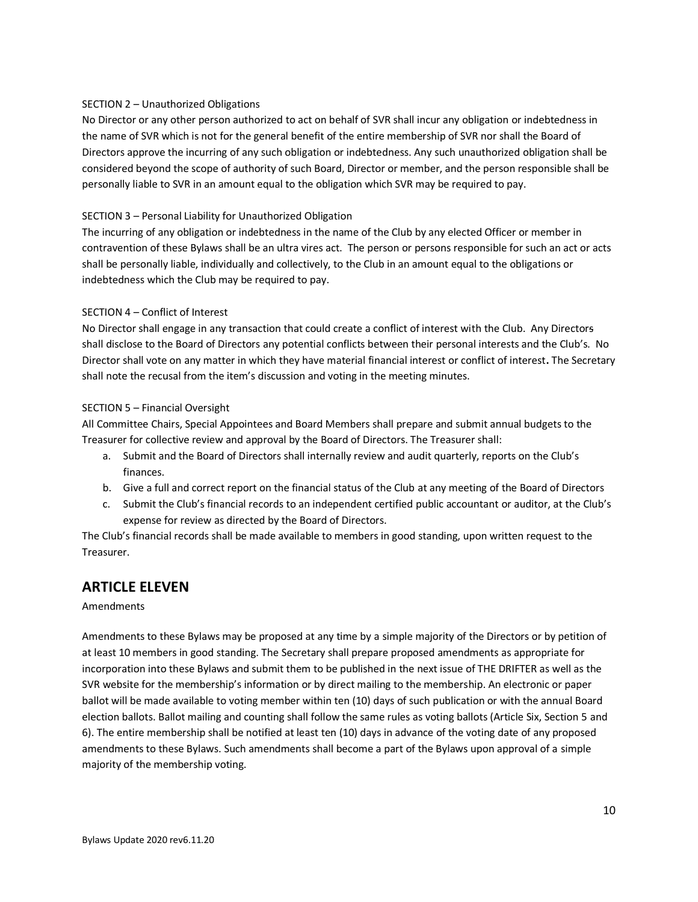SECTION 2 – Unauthorized Obligations

No Director or any other person authorized to act on behalf of SVR shall incur any obligation or indebtedness in the name of SVR which is not for the general benefit of the entire membership of SVR nor shall the Board of Directors approve the incurring of any such obligation or indebtedness. Any such unauthorized obligation shall be considered beyond the scope of authority of such Board, Director or member, and the person responsible shall be personally liable to SVR in an amount equal to the obligation which SVR may be required to pay.

SECTION 3 – Personal Liability for Unauthorized Obligation

The incurring of any obligation or indebtedness in the name of the Club by any elected Officer or member in contravention of these Bylaws shall be an ultra vires act. The person or persons responsible for such an act or acts shall be personally liable, individually and collectively, to the Club in an amount equal to the obligations or indebtedness which the Club may be required to pay.

SECTION 4 – Conflict of Interest

No Director shall engage in any transaction that could create a conflict of interest with the Club. Any Directors shall disclose to the Board of Directors any potential conflicts between their personal interests and the Club's. No Director shall vote on any matter in which they have material financial interest or conflict of interest**.** The Secretary shall note the recusal from the item's discussion and voting in the meeting minutes.

SECTION 5 – Financial Oversight

All Committee Chairs, Special Appointees and Board Members shall prepare and submit annual budgets to the Treasurer for collective review and approval by the Board of Directors. The Treasurer shall:

a. Submit and the Board of Directors shall internally review and audit quarterly, reports on the Club's finances.
b. Give a full and correct report on the financial status of the Club at any meeting of the Board of Directors
c. Submit the Club's financial records to an independent certified public accountant or auditor, at the Club's expense for review as directed by the Board of Directors.

The Club's financial records shall be made available to members in good standing, upon written request to the Treasurer.

## ARTICLE ELEVEN

Amendments

Amendments to these Bylaws may be proposed at any time by a simple majority of the Directors or by petition of at least 10 members in good standing. The Secretary shall prepare proposed amendments as appropriate for incorporation into these Bylaws and submit them to be published in the next issue of THE DRIFTER as well as the SVR website for the membership's information or by direct mailing to the membership. An electronic or paper ballot will be made available to voting member within ten (10) days of such publication or with the annual Board election ballots. Ballot mailing and counting shall follow the same rules as voting ballots (Article Six, Section 5 and 6). The entire membership shall be notified at least ten (10) days in advance of the voting date of any proposed amendments to these Bylaws. Such amendments shall become a part of the Bylaws upon approval of a simple majority of the membership voting.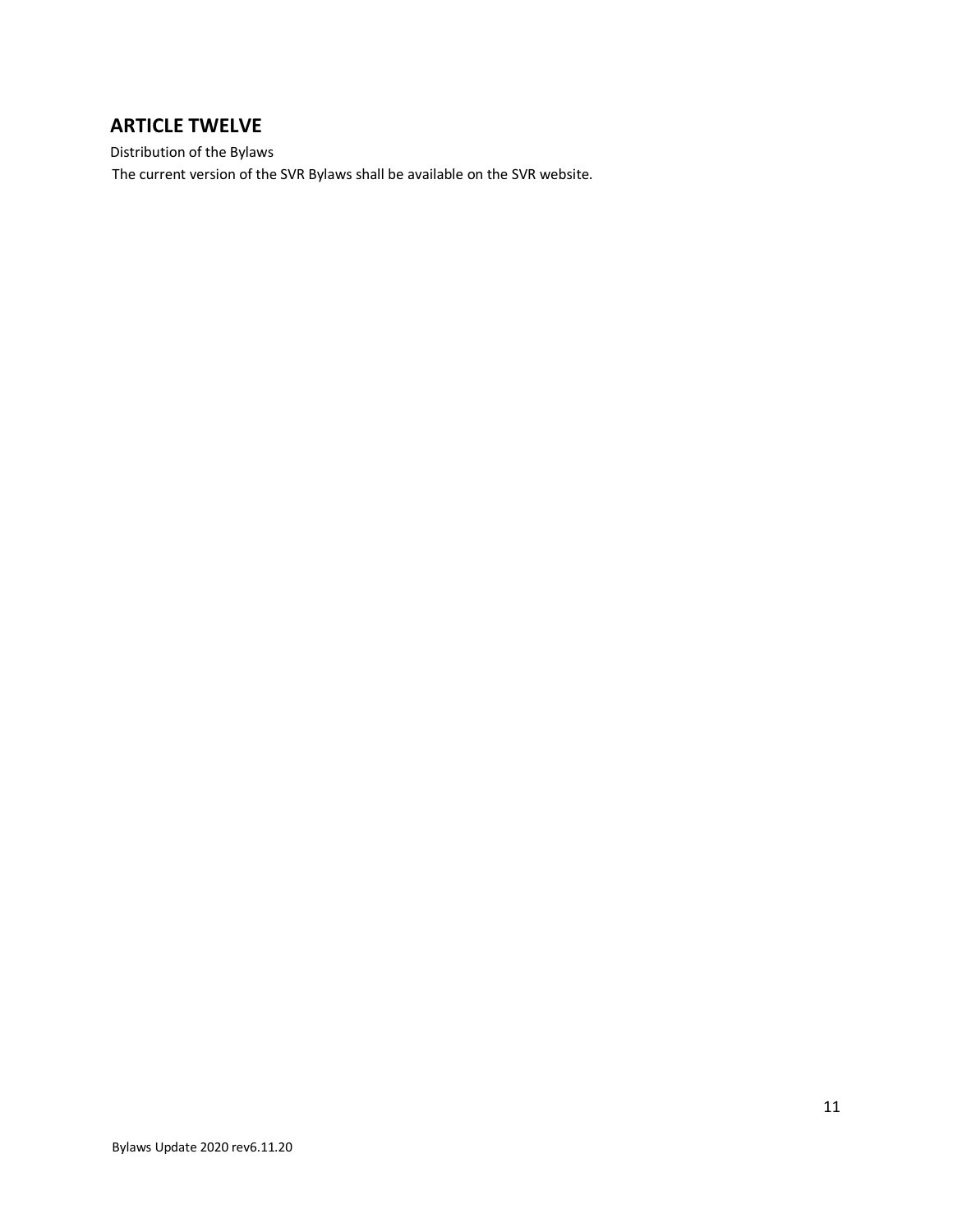## ARTICLE TWELVE

Distribution of the Bylaws

The current version of the SVR Bylaws shall be available on the SVR website.